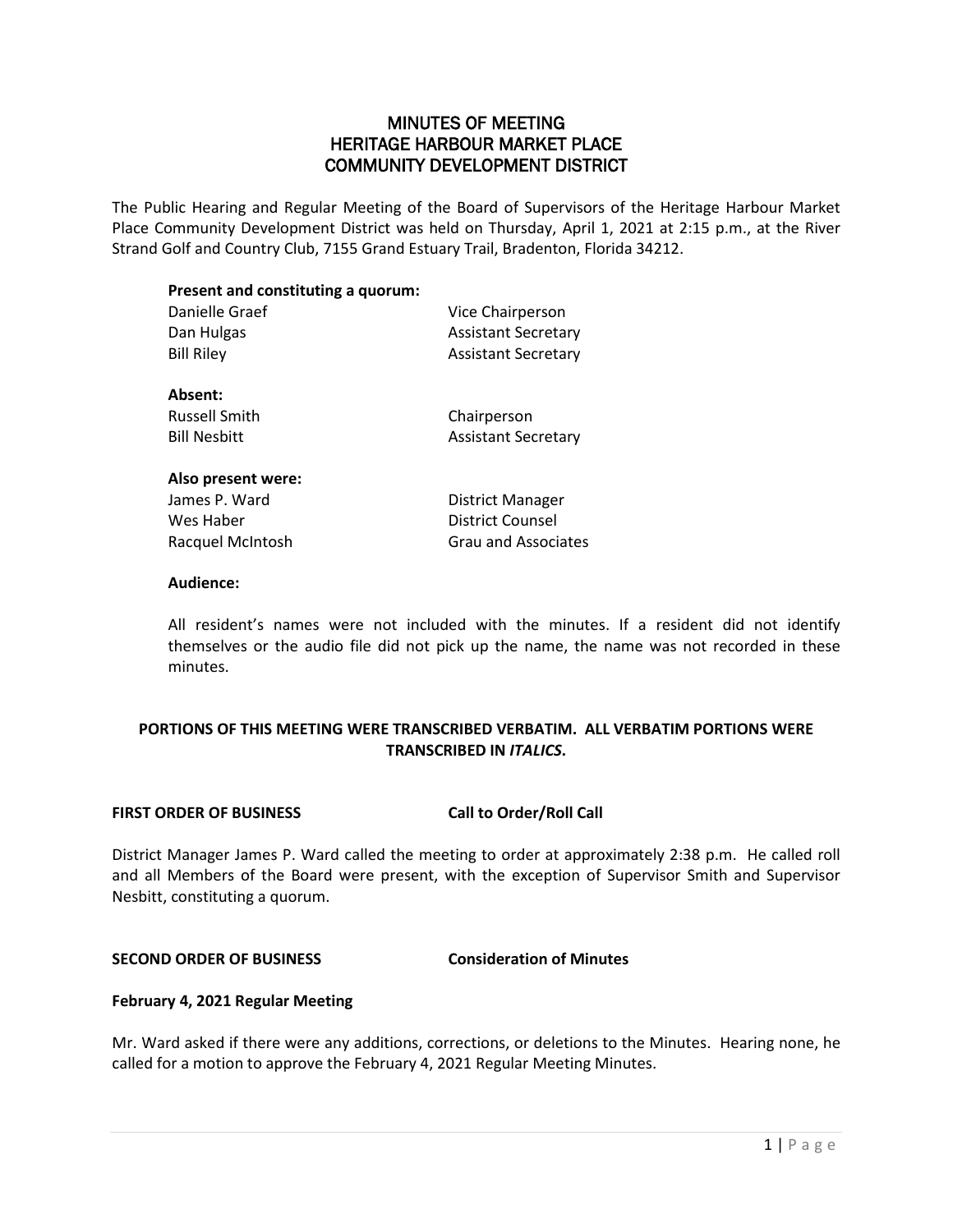# MINUTES OF MEETING
# HERITAGE HARBOUR MARKET PLACE
# COMMUNITY DEVELOPMENT DISTRICT

The Public Hearing and Regular Meeting of the Board of Supervisors of the Heritage Harbour Market Place Community Development District was held on Thursday, April 1, 2021 at 2:15 p.m., at the River Strand Golf and Country Club, 7155 Grand Estuary Trail, Bradenton, Florida 34212.

**Present and constituting a quorum:**

| | |
|---|---|
| Danielle Graef | Vice Chairperson |
| Dan Hulgas | Assistant Secretary |
| Bill Riley | Assistant Secretary |

**Absent:**

| | |
|---|---|
| Russell Smith | Chairperson |
| Bill Nesbitt | Assistant Secretary |

**Also present were:**

| | |
|---|---|
| James P. Ward | District Manager |
| Wes Haber | District Counsel |
| Racquel McIntosh | Grau and Associates |

**Audience:**

All resident's names were not included with the minutes. If a resident did not identify themselves or the audio file did not pick up the name, the name was not recorded in these minutes.

**PORTIONS OF THIS MEETING WERE TRANSCRIBED VERBATIM. ALL VERBATIM PORTIONS WERE TRANSCRIBED IN *ITALICS*.**

**FIRST ORDER OF BUSINESS** **Call to Order/Roll Call**

District Manager James P. Ward called the meeting to order at approximately 2:38 p.m. He called roll and all Members of the Board were present, with the exception of Supervisor Smith and Supervisor Nesbitt, constituting a quorum.

**SECOND ORDER OF BUSINESS** **Consideration of Minutes**

**February 4, 2021 Regular Meeting**

Mr. Ward asked if there were any additions, corrections, or deletions to the Minutes. Hearing none, he called for a motion to approve the February 4, 2021 Regular Meeting Minutes.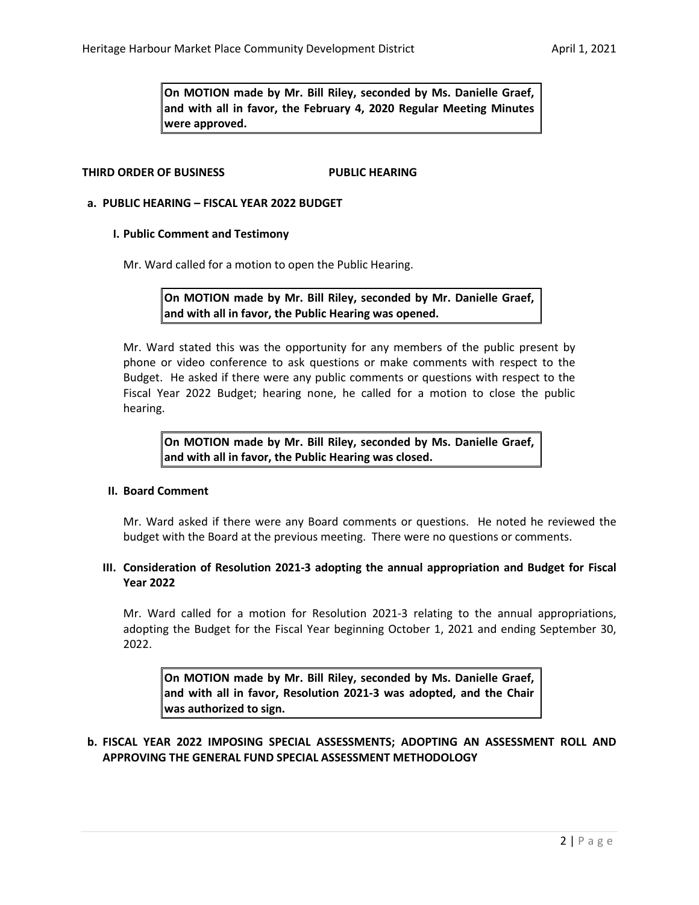**On MOTION made by Mr. Bill Riley, seconded by Ms. Danielle Graef, and with all in favor, the February 4, 2020 Regular Meeting Minutes were approved.**

**THIRD ORDER OF BUSINESS PUBLIC HEARING**

**a. PUBLIC HEARING – FISCAL YEAR 2022 BUDGET**

**I. Public Comment and Testimony**

Mr. Ward called for a motion to open the Public Hearing.

**On MOTION made by Mr. Bill Riley, seconded by Mr. Danielle Graef, and with all in favor, the Public Hearing was opened.**

Mr. Ward stated this was the opportunity for any members of the public present by phone or video conference to ask questions or make comments with respect to the Budget. He asked if there were any public comments or questions with respect to the Fiscal Year 2022 Budget; hearing none, he called for a motion to close the public hearing.

**On MOTION made by Mr. Bill Riley, seconded by Ms. Danielle Graef, and with all in favor, the Public Hearing was closed.**

**II. Board Comment**

Mr. Ward asked if there were any Board comments or questions. He noted he reviewed the budget with the Board at the previous meeting. There were no questions or comments.

**III. Consideration of Resolution 2021-3 adopting the annual appropriation and Budget for Fiscal Year 2022**

Mr. Ward called for a motion for Resolution 2021-3 relating to the annual appropriations, adopting the Budget for the Fiscal Year beginning October 1, 2021 and ending September 30, 2022.

**On MOTION made by Mr. Bill Riley, seconded by Ms. Danielle Graef, and with all in favor, Resolution 2021-3 was adopted, and the Chair was authorized to sign.**

**b. FISCAL YEAR 2022 IMPOSING SPECIAL ASSESSMENTS; ADOPTING AN ASSESSMENT ROLL AND APPROVING THE GENERAL FUND SPECIAL ASSESSMENT METHODOLOGY**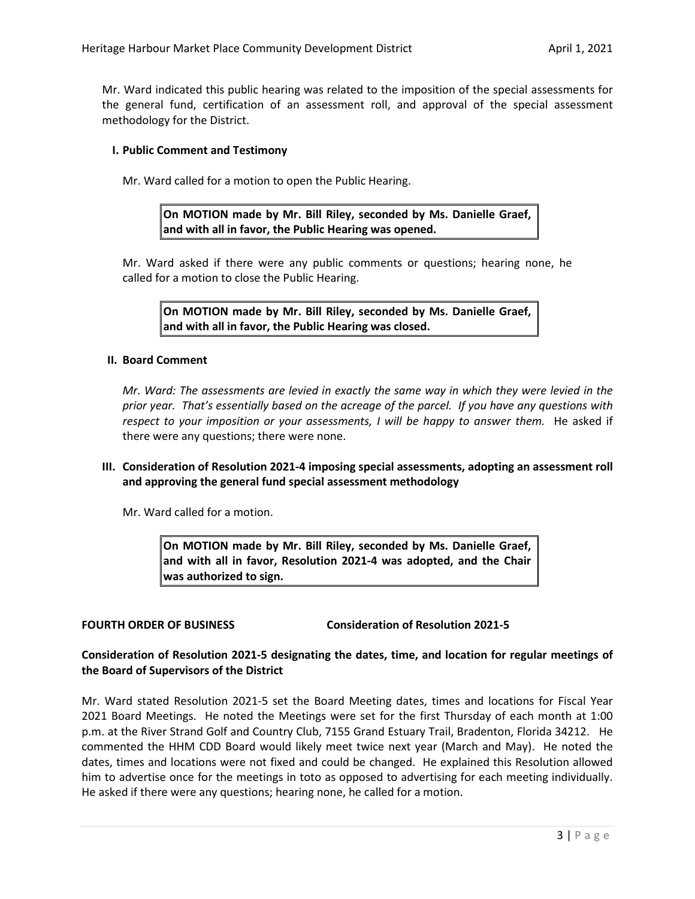Mr. Ward indicated this public hearing was related to the imposition of the special assessments for the general fund, certification of an assessment roll, and approval of the special assessment methodology for the District.

**I. Public Comment and Testimony**

Mr. Ward called for a motion to open the Public Hearing.

> **On MOTION made by Mr. Bill Riley, seconded by Ms. Danielle Graef, and with all in favor, the Public Hearing was opened.**

Mr. Ward asked if there were any public comments or questions; hearing none, he called for a motion to close the Public Hearing.

> **On MOTION made by Mr. Bill Riley, seconded by Ms. Danielle Graef, and with all in favor, the Public Hearing was closed.**

**II. Board Comment**

*Mr. Ward: The assessments are levied in exactly the same way in which they were levied in the prior year. That's essentially based on the acreage of the parcel. If you have any questions with respect to your imposition or your assessments, I will be happy to answer them.* He asked if there were any questions; there were none.

**III. Consideration of Resolution 2021-4 imposing special assessments, adopting an assessment roll and approving the general fund special assessment methodology**

Mr. Ward called for a motion.

> **On MOTION made by Mr. Bill Riley, seconded by Ms. Danielle Graef, and with all in favor, Resolution 2021-4 was adopted, and the Chair was authorized to sign.**

**FOURTH ORDER OF BUSINESS** **Consideration of Resolution 2021-5**

**Consideration of Resolution 2021-5 designating the dates, time, and location for regular meetings of the Board of Supervisors of the District**

Mr. Ward stated Resolution 2021-5 set the Board Meeting dates, times and locations for Fiscal Year 2021 Board Meetings. He noted the Meetings were set for the first Thursday of each month at 1:00 p.m. at the River Strand Golf and Country Club, 7155 Grand Estuary Trail, Bradenton, Florida 34212. He commented the HHM CDD Board would likely meet twice next year (March and May). He noted the dates, times and locations were not fixed and could be changed. He explained this Resolution allowed him to advertise once for the meetings in toto as opposed to advertising for each meeting individually. He asked if there were any questions; hearing none, he called for a motion.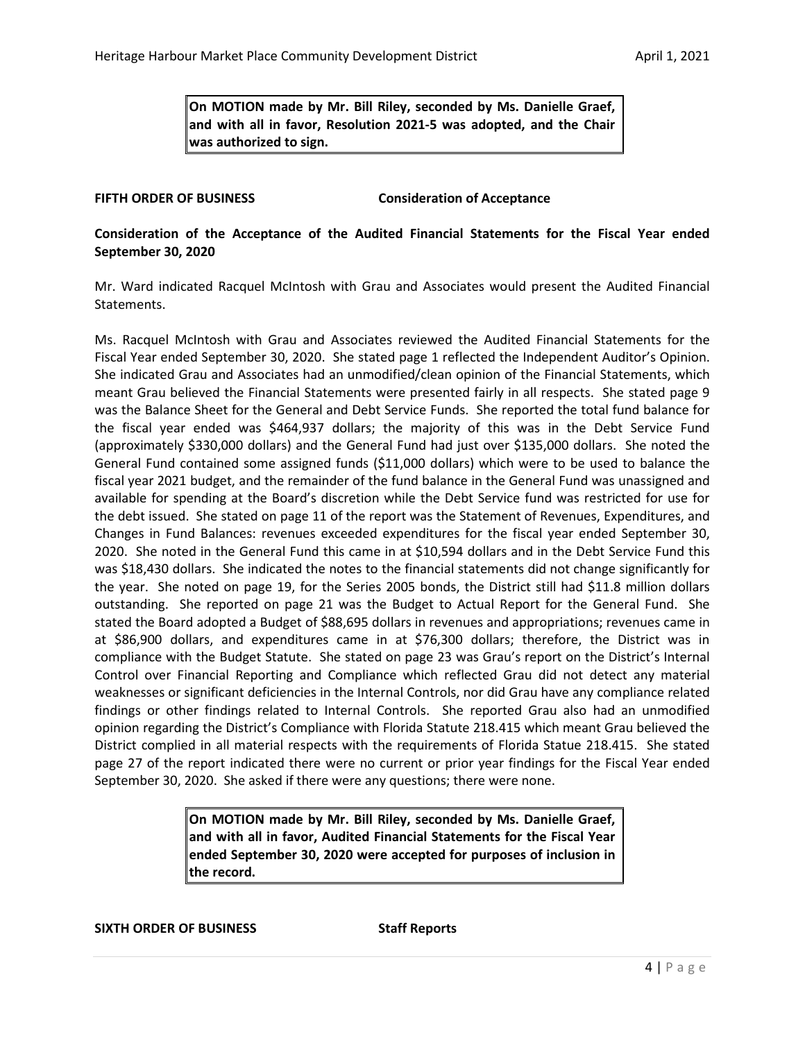**On MOTION made by Mr. Bill Riley, seconded by Ms. Danielle Graef, and with all in favor, Resolution 2021-5 was adopted, and the Chair was authorized to sign.**

**FIFTH ORDER OF BUSINESS** **Consideration of Acceptance**

**Consideration of the Acceptance of the Audited Financial Statements for the Fiscal Year ended September 30, 2020**

Mr. Ward indicated Racquel McIntosh with Grau and Associates would present the Audited Financial Statements.

Ms. Racquel McIntosh with Grau and Associates reviewed the Audited Financial Statements for the Fiscal Year ended September 30, 2020. She stated page 1 reflected the Independent Auditor's Opinion. She indicated Grau and Associates had an unmodified/clean opinion of the Financial Statements, which meant Grau believed the Financial Statements were presented fairly in all respects. She stated page 9 was the Balance Sheet for the General and Debt Service Funds. She reported the total fund balance for the fiscal year ended was $464,937 dollars; the majority of this was in the Debt Service Fund (approximately $330,000 dollars) and the General Fund had just over $135,000 dollars. She noted the General Fund contained some assigned funds ($11,000 dollars) which were to be used to balance the fiscal year 2021 budget, and the remainder of the fund balance in the General Fund was unassigned and available for spending at the Board's discretion while the Debt Service fund was restricted for use for the debt issued. She stated on page 11 of the report was the Statement of Revenues, Expenditures, and Changes in Fund Balances: revenues exceeded expenditures for the fiscal year ended September 30, 2020. She noted in the General Fund this came in at $10,594 dollars and in the Debt Service Fund this was $18,430 dollars. She indicated the notes to the financial statements did not change significantly for the year. She noted on page 19, for the Series 2005 bonds, the District still had $11.8 million dollars outstanding. She reported on page 21 was the Budget to Actual Report for the General Fund. She stated the Board adopted a Budget of $88,695 dollars in revenues and appropriations; revenues came in at $86,900 dollars, and expenditures came in at $76,300 dollars; therefore, the District was in compliance with the Budget Statute. She stated on page 23 was Grau's report on the District's Internal Control over Financial Reporting and Compliance which reflected Grau did not detect any material weaknesses or significant deficiencies in the Internal Controls, nor did Grau have any compliance related findings or other findings related to Internal Controls. She reported Grau also had an unmodified opinion regarding the District's Compliance with Florida Statute 218.415 which meant Grau believed the District complied in all material respects with the requirements of Florida Statue 218.415. She stated page 27 of the report indicated there were no current or prior year findings for the Fiscal Year ended September 30, 2020. She asked if there were any questions; there were none.

**On MOTION made by Mr. Bill Riley, seconded by Ms. Danielle Graef, and with all in favor, Audited Financial Statements for the Fiscal Year ended September 30, 2020 were accepted for purposes of inclusion in the record.**

**SIXTH ORDER OF BUSINESS** **Staff Reports**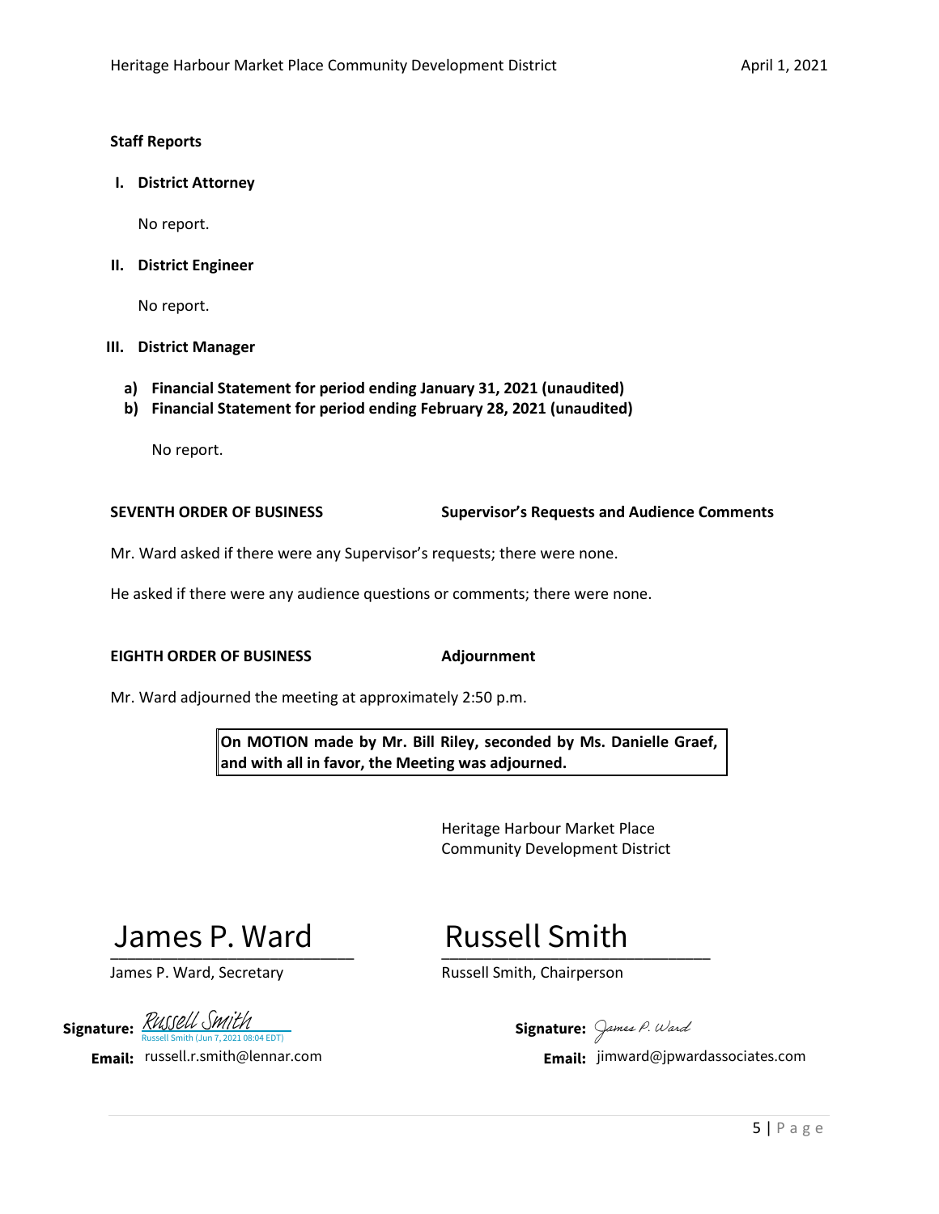**Staff Reports**

**I. District Attorney**

No report.

**II. District Engineer**

No report.

**III. District Manager**

**a) Financial Statement for period ending January 31, 2021 (unaudited)**
**b) Financial Statement for period ending February 28, 2021 (unaudited)**

No report.

**SEVENTH ORDER OF BUSINESS** **Supervisor's Requests and Audience Comments**

Mr. Ward asked if there were any Supervisor's requests; there were none.

He asked if there were any audience questions or comments; there were none.

**EIGHTH ORDER OF BUSINESS** **Adjournment**

Mr. Ward adjourned the meeting at approximately 2:50 p.m.

**On MOTION made by Mr. Bill Riley, seconded by Ms. Danielle Graef, and with all in favor, the Meeting was adjourned.**

Heritage Harbour Market Place
Community Development District

James P. Ward
James P. Ward, Secretary

Russell Smith
Russell Smith, Chairperson

**Signature:** Russell Smith
Russell Smith (Jun 7, 2021 08:04 EDT)
**Email:** russell.r.smith@lennar.com

**Signature:** James P. Ward
**Email:** jimward@jpwardassociates.com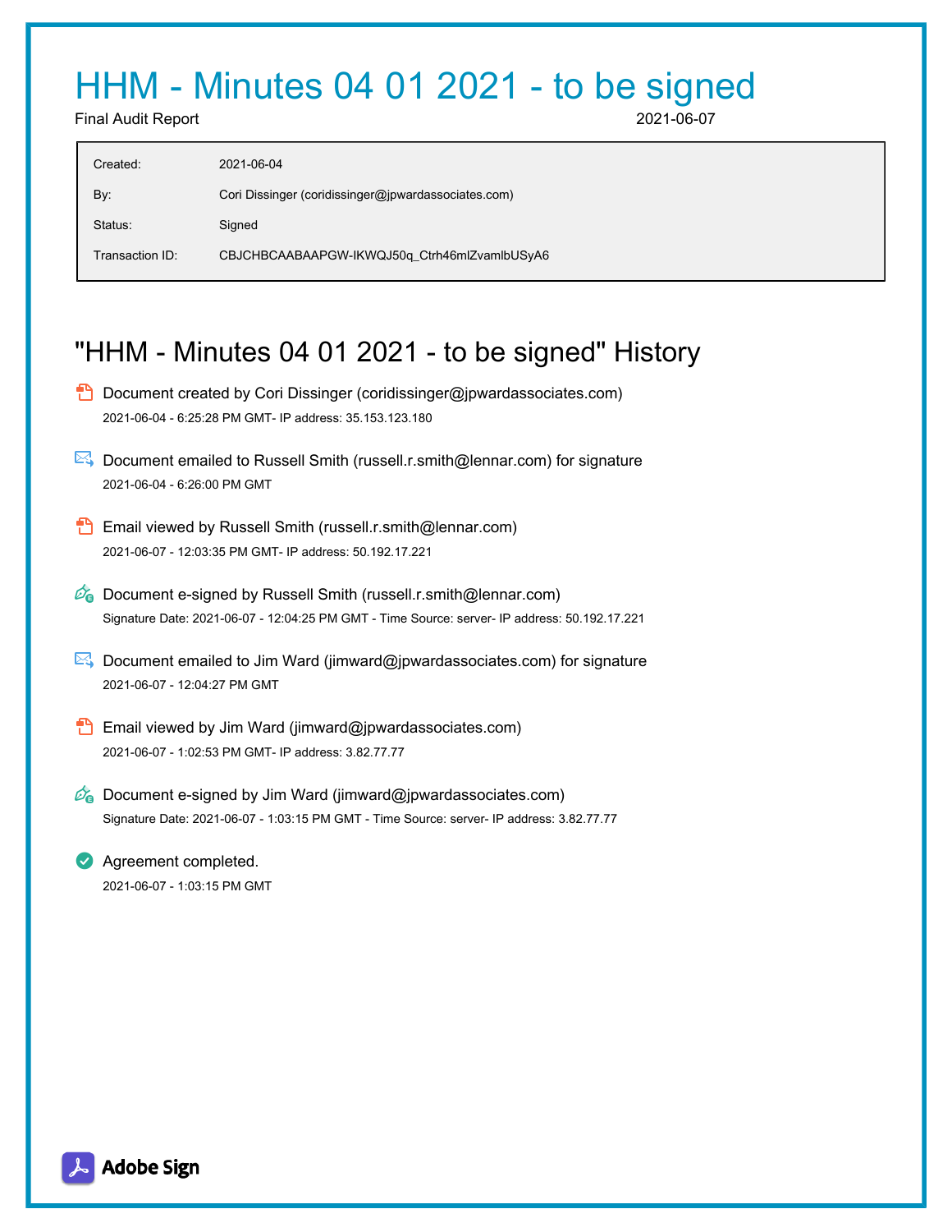# HHM - Minutes 04 01 2021 - to be signed

Final Audit Report 2021-06-07

| | |
|---|---|
| Created: | 2021-06-04 |
| By: | Cori Dissinger (coridissinger@jpwardassociates.com) |
| Status: | Signed |
| Transaction ID: | CBJCHBCAABAAPGW-IKWQJ50q_Ctrh46mlZvamlbUSyA6 |

## "HHM - Minutes 04 01 2021 - to be signed" History

- Document created by Cori Dissinger (coridissinger@jpwardassociates.com)
  2021-06-04 - 6:25:28 PM GMT- IP address: 35.153.123.180

- Document emailed to Russell Smith (russell.r.smith@lennar.com) for signature
  2021-06-04 - 6:26:00 PM GMT

- Email viewed by Russell Smith (russell.r.smith@lennar.com)
  2021-06-07 - 12:03:35 PM GMT- IP address: 50.192.17.221

- Document e-signed by Russell Smith (russell.r.smith@lennar.com)
  Signature Date: 2021-06-07 - 12:04:25 PM GMT - Time Source: server- IP address: 50.192.17.221

- Document emailed to Jim Ward (jimward@jpwardassociates.com) for signature
  2021-06-07 - 12:04:27 PM GMT

- Email viewed by Jim Ward (jimward@jpwardassociates.com)
  2021-06-07 - 1:02:53 PM GMT- IP address: 3.82.77.77

- Document e-signed by Jim Ward (jimward@jpwardassociates.com)
  Signature Date: 2021-06-07 - 1:03:15 PM GMT - Time Source: server- IP address: 3.82.77.77

- Agreement completed.
  2021-06-07 - 1:03:15 PM GMT

Adobe Sign